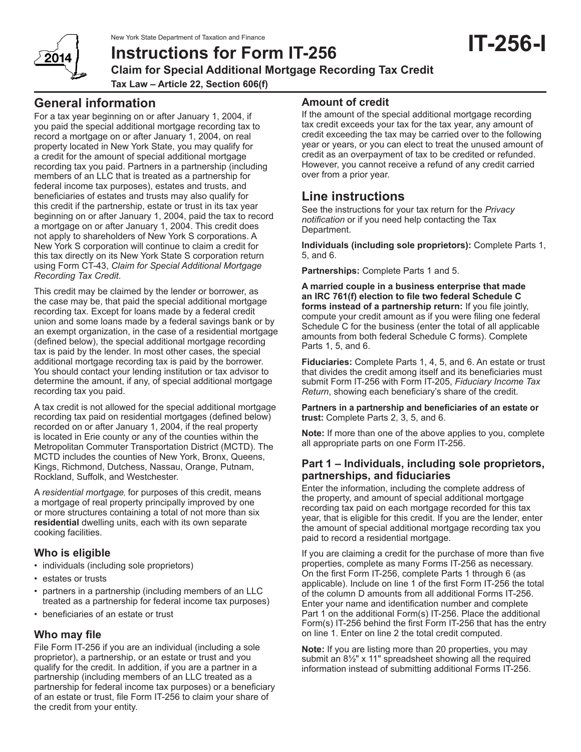New York State Department of Taxation and Finance

# Instructions for Form IT-256

**IT-256-I**

## Claim for Special Additional Mortgage Recording Tax Credit

**Tax Law – Article 22, Section 606(f)**

2014

## General information

For a tax year beginning on or after January 1, 2004, if you paid the special additional mortgage recording tax to record a mortgage on or after January 1, 2004, on real property located in New York State, you may qualify for a credit for the amount of special additional mortgage recording tax you paid. Partners in a partnership (including members of an LLC that is treated as a partnership for federal income tax purposes), estates and trusts, and beneficiaries of estates and trusts may also qualify for this credit if the partnership, estate or trust in its tax year beginning on or after January 1, 2004, paid the tax to record a mortgage on or after January 1, 2004. This credit does not apply to shareholders of New York S corporations. A New York S corporation will continue to claim a credit for this tax directly on its New York State S corporation return using Form CT-43, *Claim for Special Additional Mortgage Recording Tax Credit*.

This credit may be claimed by the lender or borrower, as the case may be, that paid the special additional mortgage recording tax. Except for loans made by a federal credit union and some loans made by a federal savings bank or by an exempt organization, in the case of a residential mortgage (defined below), the special additional mortgage recording tax is paid by the lender. In most other cases, the special additional mortgage recording tax is paid by the borrower. You should contact your lending institution or tax advisor to determine the amount, if any, of special additional mortgage recording tax you paid.

A tax credit is not allowed for the special additional mortgage recording tax paid on residential mortgages (defined below) recorded on or after January 1, 2004, if the real property is located in Erie county or any of the counties within the Metropolitan Commuter Transportation District (MCTD). The MCTD includes the counties of New York, Bronx, Queens, Kings, Richmond, Dutchess, Nassau, Orange, Putnam, Rockland, Suffolk, and Westchester.

A *residential mortgage,* for purposes of this credit, means a mortgage of real property principally improved by one or more structures containing a total of not more than six **residential** dwelling units, each with its own separate cooking facilities.

### Who is eligible

- individuals (including sole proprietors)
- estates or trusts
- partners in a partnership (including members of an LLC treated as a partnership for federal income tax purposes)
- beneficiaries of an estate or trust

### Who may file

File Form IT-256 if you are an individual (including a sole proprietor), a partnership, or an estate or trust and you qualify for the credit. In addition, if you are a partner in a partnership (including members of an LLC treated as a partnership for federal income tax purposes) or a beneficiary of an estate or trust, file Form IT-256 to claim your share of the credit from your entity.

### Amount of credit

If the amount of the special additional mortgage recording tax credit exceeds your tax for the tax year, any amount of credit exceeding the tax may be carried over to the following year or years, or you can elect to treat the unused amount of credit as an overpayment of tax to be credited or refunded. However, you cannot receive a refund of any credit carried over from a prior year.

## Line instructions

See the instructions for your tax return for the *Privacy notification* or if you need help contacting the Tax Department.

**Individuals (including sole proprietors):** Complete Parts 1, 5, and 6.

**Partnerships:** Complete Parts 1 and 5.

**A married couple in a business enterprise that made an IRC 761(f) election to file two federal Schedule C forms instead of a partnership return:** If you file jointly, compute your credit amount as if you were filing one federal Schedule C for the business (enter the total of all applicable amounts from both federal Schedule C forms). Complete Parts 1, 5, and 6.

**Fiduciaries:** Complete Parts 1, 4, 5, and 6. An estate or trust that divides the credit among itself and its beneficiaries must submit Form IT-256 with Form IT-205, *Fiduciary Income Tax Return*, showing each beneficiary's share of the credit.

**Partners in a partnership and beneficiaries of an estate or trust:** Complete Parts 2, 3, 5, and 6.

**Note:** If more than one of the above applies to you, complete all appropriate parts on one Form IT-256.

### Part 1 – Individuals, including sole proprietors, partnerships, and fiduciaries

Enter the information, including the complete address of the property, and amount of special additional mortgage recording tax paid on each mortgage recorded for this tax year, that is eligible for this credit. If you are the lender, enter the amount of special additional mortgage recording tax you paid to record a residential mortgage.

If you are claiming a credit for the purchase of more than five properties, complete as many Forms IT-256 as necessary. On the first Form IT-256, complete Parts 1 through 6 (as applicable). Include on line 1 of the first Form IT-256 the total of the column D amounts from all additional Forms IT-256. Enter your name and identification number and complete Part 1 on the additional Form(s) IT-256. Place the additional Form(s) IT-256 behind the first Form IT-256 that has the entry on line 1. Enter on line 2 the total credit computed.

**Note:** If you are listing more than 20 properties, you may submit an 8½" x 11" spreadsheet showing all the required information instead of submitting additional Forms IT-256.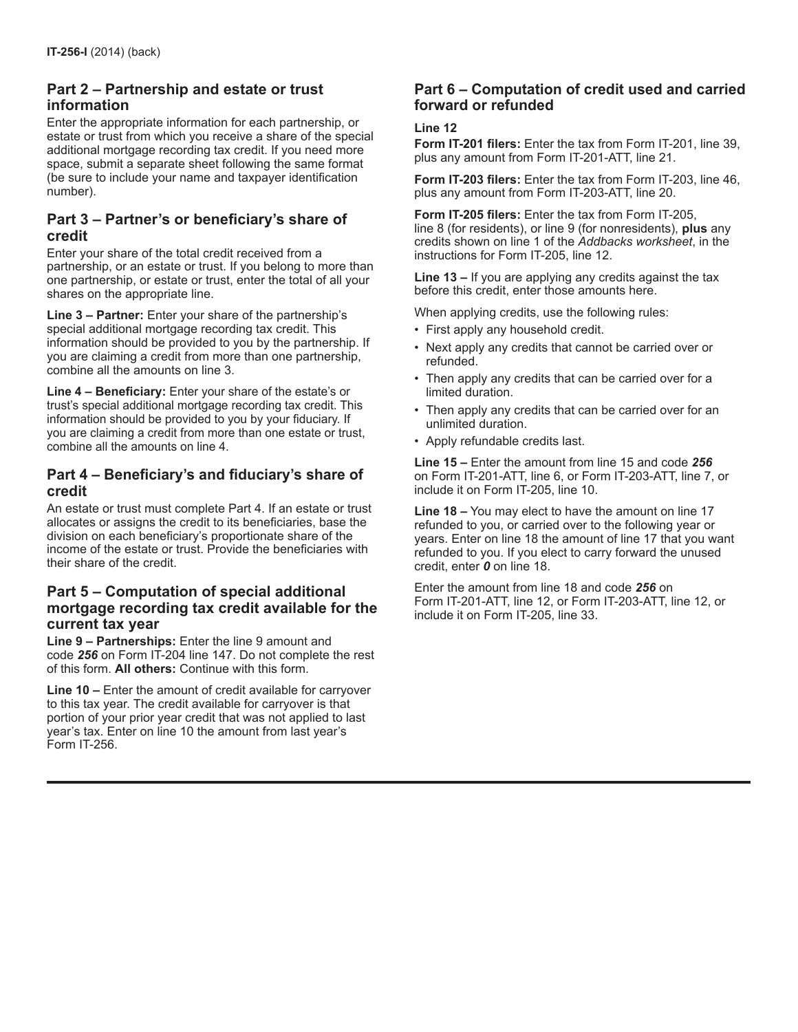## Part 2 – Partnership and estate or trust information

Enter the appropriate information for each partnership, or estate or trust from which you receive a share of the special additional mortgage recording tax credit. If you need more space, submit a separate sheet following the same format (be sure to include your name and taxpayer identification number).

## Part 3 – Partner's or beneficiary's share of credit

Enter your share of the total credit received from a partnership, or an estate or trust. If you belong to more than one partnership, or estate or trust, enter the total of all your shares on the appropriate line.

**Line 3 – Partner:** Enter your share of the partnership's special additional mortgage recording tax credit. This information should be provided to you by the partnership. If you are claiming a credit from more than one partnership, combine all the amounts on line 3.

**Line 4 – Beneficiary:** Enter your share of the estate's or trust's special additional mortgage recording tax credit. This information should be provided to you by your fiduciary. If you are claiming a credit from more than one estate or trust, combine all the amounts on line 4.

## Part 4 – Beneficiary's and fiduciary's share of credit

An estate or trust must complete Part 4. If an estate or trust allocates or assigns the credit to its beneficiaries, base the division on each beneficiary's proportionate share of the income of the estate or trust. Provide the beneficiaries with their share of the credit.

## Part 5 – Computation of special additional mortgage recording tax credit available for the current tax year

**Line 9 – Partnerships:** Enter the line 9 amount and code ***256*** on Form IT-204 line 147. Do not complete the rest of this form. **All others:** Continue with this form.

**Line 10 –** Enter the amount of credit available for carryover to this tax year. The credit available for carryover is that portion of your prior year credit that was not applied to last year's tax. Enter on line 10 the amount from last year's Form IT-256.

## Part 6 – Computation of credit used and carried forward or refunded

**Line 12**

**Form IT-201 filers:** Enter the tax from Form IT-201, line 39, plus any amount from Form IT-201-ATT, line 21.

**Form IT-203 filers:** Enter the tax from Form IT-203, line 46, plus any amount from Form IT-203-ATT, line 20.

**Form IT-205 filers:** Enter the tax from Form IT-205, line 8 (for residents), or line 9 (for nonresidents), **plus** any credits shown on line 1 of the *Addbacks worksheet*, in the instructions for Form IT-205, line 12.

**Line 13 –** If you are applying any credits against the tax before this credit, enter those amounts here.

When applying credits, use the following rules:

- First apply any household credit.
- Next apply any credits that cannot be carried over or refunded.
- Then apply any credits that can be carried over for a limited duration.
- Then apply any credits that can be carried over for an unlimited duration.
- Apply refundable credits last.

**Line 15 –** Enter the amount from line 15 and code ***256*** on Form IT-201-ATT, line 6, or Form IT-203-ATT, line 7, or include it on Form IT-205, line 10.

**Line 18 –** You may elect to have the amount on line 17 refunded to you, or carried over to the following year or years. Enter on line 18 the amount of line 17 that you want refunded to you. If you elect to carry forward the unused credit, enter ***0*** on line 18.

Enter the amount from line 18 and code ***256*** on Form IT-201-ATT, line 12, or Form IT-203-ATT, line 12, or include it on Form IT-205, line 33.